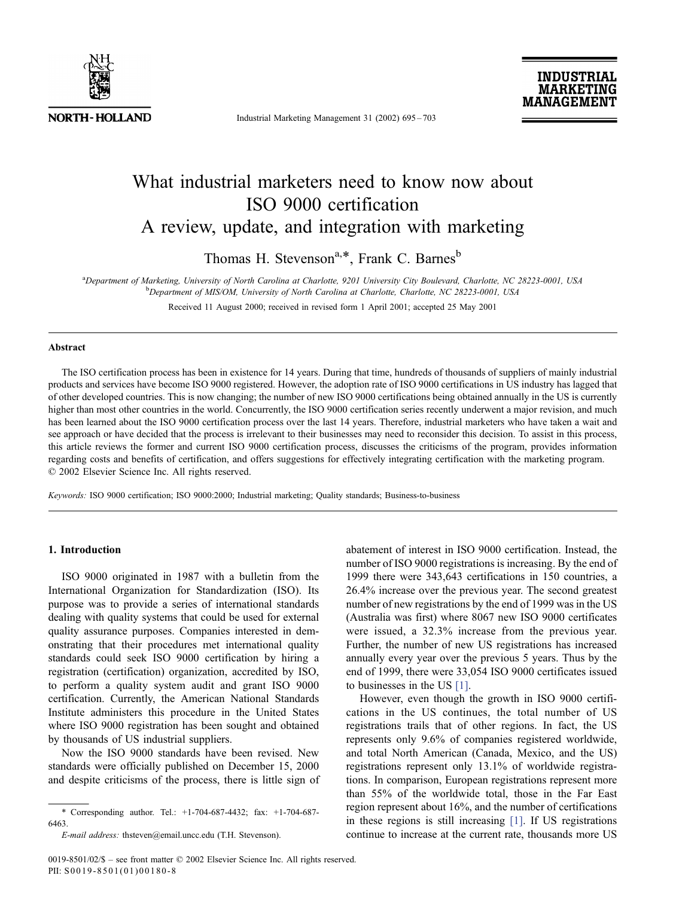# What industrial marketers need to know now about ISO 9000 certification
## A review, update, and integration with marketing

Thomas H. Stevenson[a,*], Frank C. Barnes[b]

[a]Department of Marketing, University of North Carolina at Charlotte, 9201 University City Boulevard, Charlotte, NC 28223-0001, USA
[b]Department of MIS/OM, University of North Carolina at Charlotte, Charlotte, NC 28223-0001, USA

Received 11 August 2000; received in revised form 1 April 2001; accepted 25 May 2001

### Abstract

The ISO certification process has been in existence for 14 years. During that time, hundreds of thousands of suppliers of mainly industrial products and services have become ISO 9000 registered. However, the adoption rate of ISO 9000 certifications in US industry has lagged that of other developed countries. This is now changing; the number of new ISO 9000 certifications being obtained annually in the US is currently higher than most other countries in the world. Concurrently, the ISO 9000 certification series recently underwent a major revision, and much has been learned about the ISO 9000 certification process over the last 14 years. Therefore, industrial marketers who have taken a wait and see approach or have decided that the process is irrelevant to their businesses may need to reconsider this decision. To assist in this process, this article reviews the former and current ISO 9000 certification process, discusses the criticisms of the program, provides information regarding costs and benefits of certification, and offers suggestions for effectively integrating certification with the marketing program.
© 2002 Elsevier Science Inc. All rights reserved.

*Keywords:* ISO 9000 certification; ISO 9000:2000; Industrial marketing; Quality standards; Business-to-business

## 1. Introduction

ISO 9000 originated in 1987 with a bulletin from the International Organization for Standardization (ISO). Its purpose was to provide a series of international standards dealing with quality systems that could be used for external quality assurance purposes. Companies interested in demonstrating that their procedures met international quality standards could seek ISO 9000 certification by hiring a registration (certification) organization, accredited by ISO, to perform a quality system audit and grant ISO 9000 certification. Currently, the American National Standards Institute administers this procedure in the United States where ISO 9000 registration has been sought and obtained by thousands of US industrial suppliers.

Now the ISO 9000 standards have been revised. New standards were officially published on December 15, 2000 and despite criticisms of the process, there is little sign of abatement of interest in ISO 9000 certification. Instead, the number of ISO 9000 registrations is increasing. By the end of 1999 there were 343,643 certifications in 150 countries, a 26.4% increase over the previous year. The second greatest number of new registrations by the end of 1999 was in the US (Australia was first) where 8067 new ISO 9000 certificates were issued, a 32.3% increase from the previous year. Further, the number of new US registrations has increased annually every year over the previous 5 years. Thus by the end of 1999, there were 33,054 ISO 9000 certificates issued to businesses in the US [1].

However, even though the growth in ISO 9000 certifications in the US continues, the total number of US registrations trails that of other regions. In fact, the US represents only 9.6% of companies registered worldwide, and total North American (Canada, Mexico, and the US) registrations represent only 13.1% of worldwide registrations. In comparison, European registrations represent more than 55% of the worldwide total, those in the Far East region represent about 16%, and the number of certifications in these regions is still increasing [1]. If US registrations continue to increase at the current rate, thousands more US

\* Corresponding author. Tel.: +1-704-687-4432; fax: +1-704-687-6463.
*E-mail address:* thsteven@email.uncc.edu (T.H. Stevenson).

0019-8501/02/$ – see front matter © 2002 Elsevier Science Inc. All rights reserved.
PII: S0019-8501(01)00180-8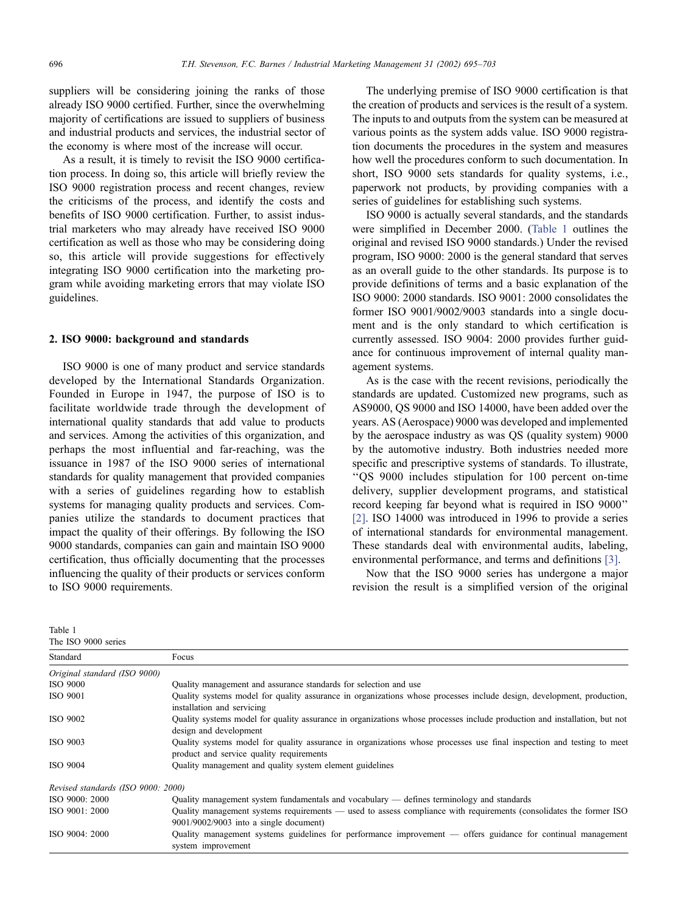suppliers will be considering joining the ranks of those already ISO 9000 certified. Further, since the overwhelming majority of certifications are issued to suppliers of business and industrial products and services, the industrial sector of the economy is where most of the increase will occur.

As a result, it is timely to revisit the ISO 9000 certification process. In doing so, this article will briefly review the ISO 9000 registration process and recent changes, review the criticisms of the process, and identify the costs and benefits of ISO 9000 certification. Further, to assist industrial marketers who may already have received ISO 9000 certification as well as those who may be considering doing so, this article will provide suggestions for effectively integrating ISO 9000 certification into the marketing program while avoiding marketing errors that may violate ISO guidelines.

## 2. ISO 9000: background and standards

ISO 9000 is one of many product and service standards developed by the International Standards Organization. Founded in Europe in 1947, the purpose of ISO is to facilitate worldwide trade through the development of international quality standards that add value to products and services. Among the activities of this organization, and perhaps the most influential and far-reaching, was the issuance in 1987 of the ISO 9000 series of international standards for quality management that provided companies with a series of guidelines regarding how to establish systems for managing quality products and services. Companies utilize the standards to document practices that impact the quality of their offerings. By following the ISO 9000 standards, companies can gain and maintain ISO 9000 certification, thus officially documenting that the processes influencing the quality of their products or services conform to ISO 9000 requirements.

The underlying premise of ISO 9000 certification is that the creation of products and services is the result of a system. The inputs to and outputs from the system can be measured at various points as the system adds value. ISO 9000 registration documents the procedures in the system and measures how well the procedures conform to such documentation. In short, ISO 9000 sets standards for quality systems, i.e., paperwork not products, by providing companies with a series of guidelines for establishing such systems.

ISO 9000 is actually several standards, and the standards were simplified in December 2000. (Table 1 outlines the original and revised ISO 9000 standards.) Under the revised program, ISO 9000: 2000 is the general standard that serves as an overall guide to the other standards. Its purpose is to provide definitions of terms and a basic explanation of the ISO 9000: 2000 standards. ISO 9001: 2000 consolidates the former ISO 9001/9002/9003 standards into a single document and is the only standard to which certification is currently assessed. ISO 9004: 2000 provides further guidance for continuous improvement of internal quality management systems.

As is the case with the recent revisions, periodically the standards are updated. Customized new programs, such as AS9000, QS 9000 and ISO 14000, have been added over the years. AS (Aerospace) 9000 was developed and implemented by the aerospace industry as was QS (quality system) 9000 by the automotive industry. Both industries needed more specific and prescriptive systems of standards. To illustrate, "QS 9000 includes stipulation for 100 percent on-time delivery, supplier development programs, and statistical record keeping far beyond what is required in ISO 9000" [2]. ISO 14000 was introduced in 1996 to provide a series of international standards for environmental management. These standards deal with environmental audits, labeling, environmental performance, and terms and definitions [3].

Now that the ISO 9000 series has undergone a major revision the result is a simplified version of the original

Table 1
The ISO 9000 series

| Standard | Focus |
|---|---|
| *Original standard (ISO 9000)* | |
| ISO 9000 | Quality management and assurance standards for selection and use |
| ISO 9001 | Quality systems model for quality assurance in organizations whose processes include design, development, production, installation and servicing |
| ISO 9002 | Quality systems model for quality assurance in organizations whose processes include production and installation, but not design and development |
| ISO 9003 | Quality systems model for quality assurance in organizations whose processes use final inspection and testing to meet product and service quality requirements |
| ISO 9004 | Quality management and quality system element guidelines |
| *Revised standards (ISO 9000: 2000)* | |
| ISO 9000: 2000 | Quality management system fundamentals and vocabulary — defines terminology and standards |
| ISO 9001: 2000 | Quality management systems requirements — used to assess compliance with requirements (consolidates the former ISO 9001/9002/9003 into a single document) |
| ISO 9004: 2000 | Quality management systems guidelines for performance improvement — offers guidance for continual management system improvement |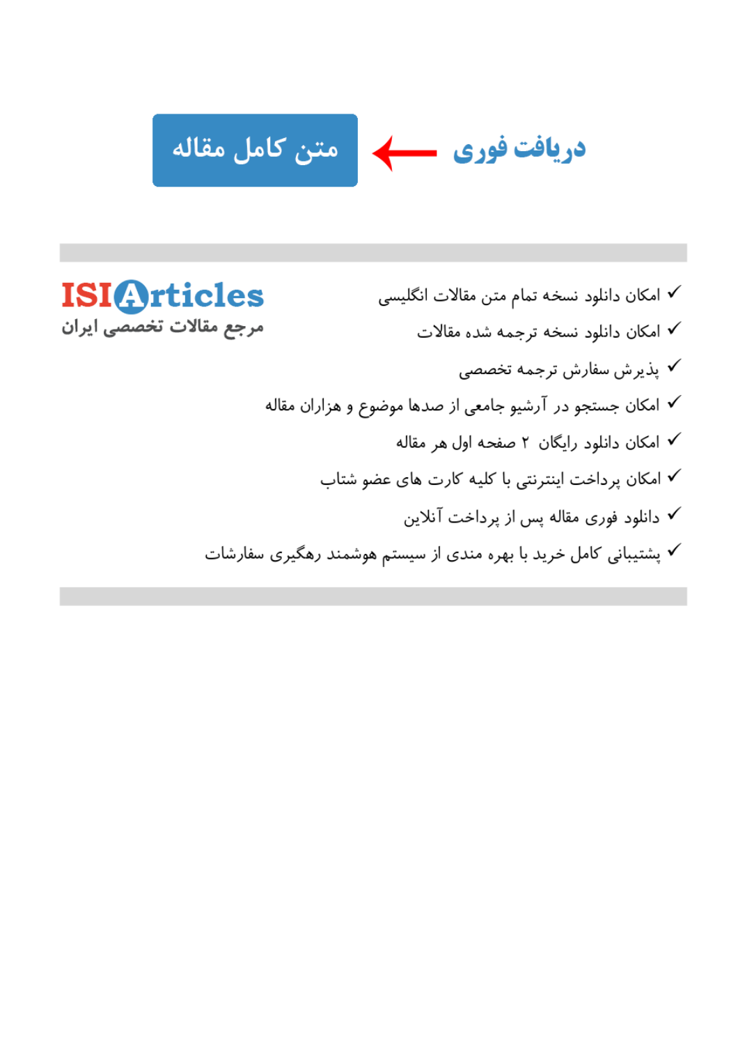دریافت فوری ← **متن کامل مقاله**

---

**ISIArticles**
مرجع مقالات تخصصی ایران

- ✓ امکان دانلود نسخه تمام متن مقالات انگلیسی
- ✓ امکان دانلود نسخه ترجمه شده مقالات
- ✓ پذیرش سفارش ترجمه تخصصی
- ✓ امکان جستجو در آرشیو جامعی از صدها موضوع و هزاران مقاله
- ✓ امکان دانلود رایگان ۲ صفحه اول هر مقاله
- ✓ امکان پرداخت اینترنتی با کلیه کارت های عضو شتاب
- ✓ دانلود فوری مقاله پس از پرداخت آنلاین
- ✓ پشتیبانی کامل خرید با بهره مندی از سیستم هوشمند رهگیری سفارشات

---